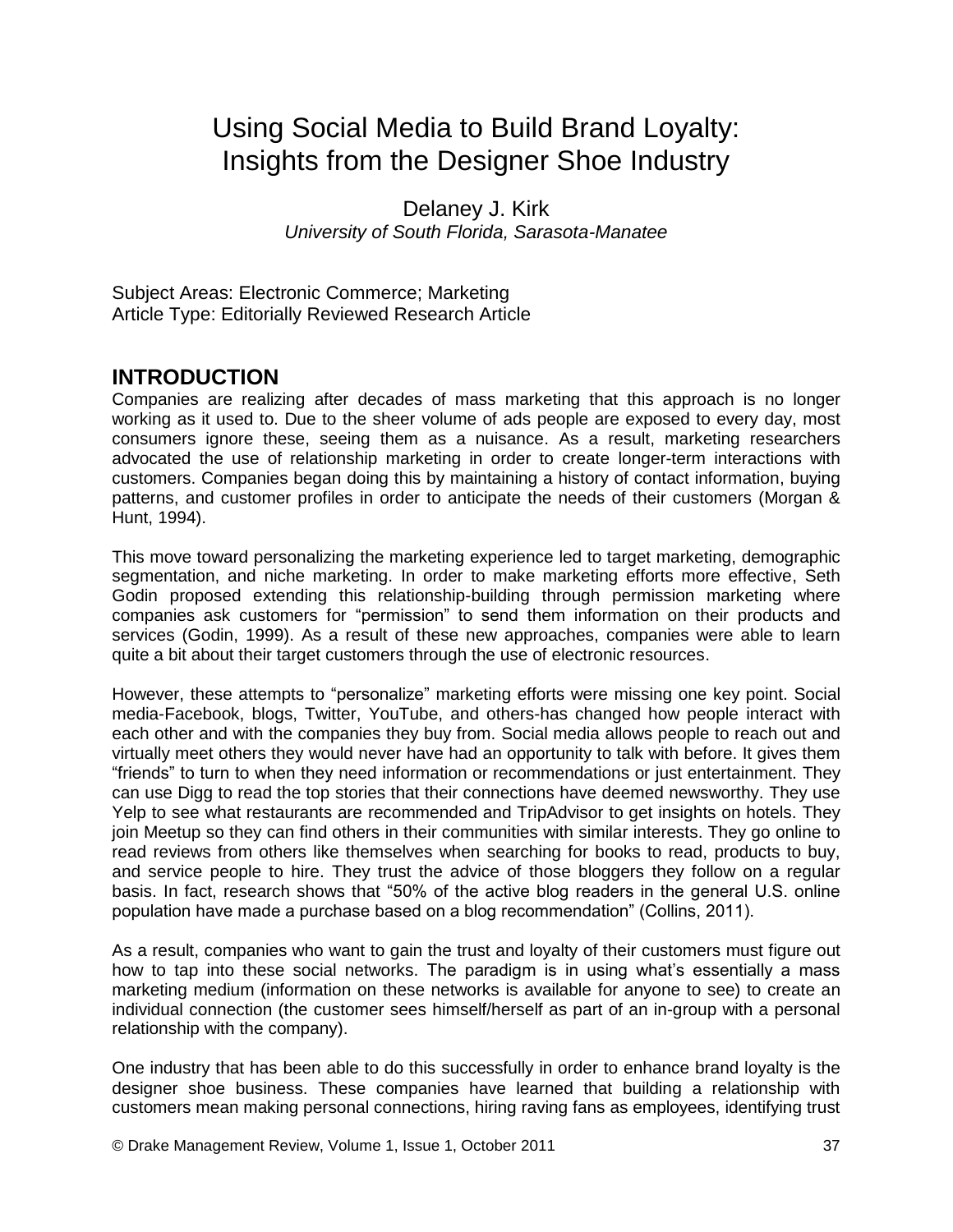# Using Social Media to Build Brand Loyalty: Insights from the Designer Shoe Industry

Delaney J. Kirk
*University of South Florida, Sarasota-Manatee*

Subject Areas: Electronic Commerce; Marketing
Article Type: Editorially Reviewed Research Article

## INTRODUCTION

Companies are realizing after decades of mass marketing that this approach is no longer working as it used to. Due to the sheer volume of ads people are exposed to every day, most consumers ignore these, seeing them as a nuisance. As a result, marketing researchers advocated the use of relationship marketing in order to create longer-term interactions with customers. Companies began doing this by maintaining a history of contact information, buying patterns, and customer profiles in order to anticipate the needs of their customers (Morgan & Hunt, 1994).

This move toward personalizing the marketing experience led to target marketing, demographic segmentation, and niche marketing. In order to make marketing efforts more effective, Seth Godin proposed extending this relationship-building through permission marketing where companies ask customers for "permission" to send them information on their products and services (Godin, 1999). As a result of these new approaches, companies were able to learn quite a bit about their target customers through the use of electronic resources.

However, these attempts to "personalize" marketing efforts were missing one key point. Social media-Facebook, blogs, Twitter, YouTube, and others-has changed how people interact with each other and with the companies they buy from. Social media allows people to reach out and virtually meet others they would never have had an opportunity to talk with before. It gives them "friends" to turn to when they need information or recommendations or just entertainment. They can use Digg to read the top stories that their connections have deemed newsworthy. They use Yelp to see what restaurants are recommended and TripAdvisor to get insights on hotels. They join Meetup so they can find others in their communities with similar interests. They go online to read reviews from others like themselves when searching for books to read, products to buy, and service people to hire. They trust the advice of those bloggers they follow on a regular basis. In fact, research shows that "50% of the active blog readers in the general U.S. online population have made a purchase based on a blog recommendation" (Collins, 2011).

As a result, companies who want to gain the trust and loyalty of their customers must figure out how to tap into these social networks. The paradigm is in using what's essentially a mass marketing medium (information on these networks is available for anyone to see) to create an individual connection (the customer sees himself/herself as part of an in-group with a personal relationship with the company).

One industry that has been able to do this successfully in order to enhance brand loyalty is the designer shoe business. These companies have learned that building a relationship with customers mean making personal connections, hiring raving fans as employees, identifying trust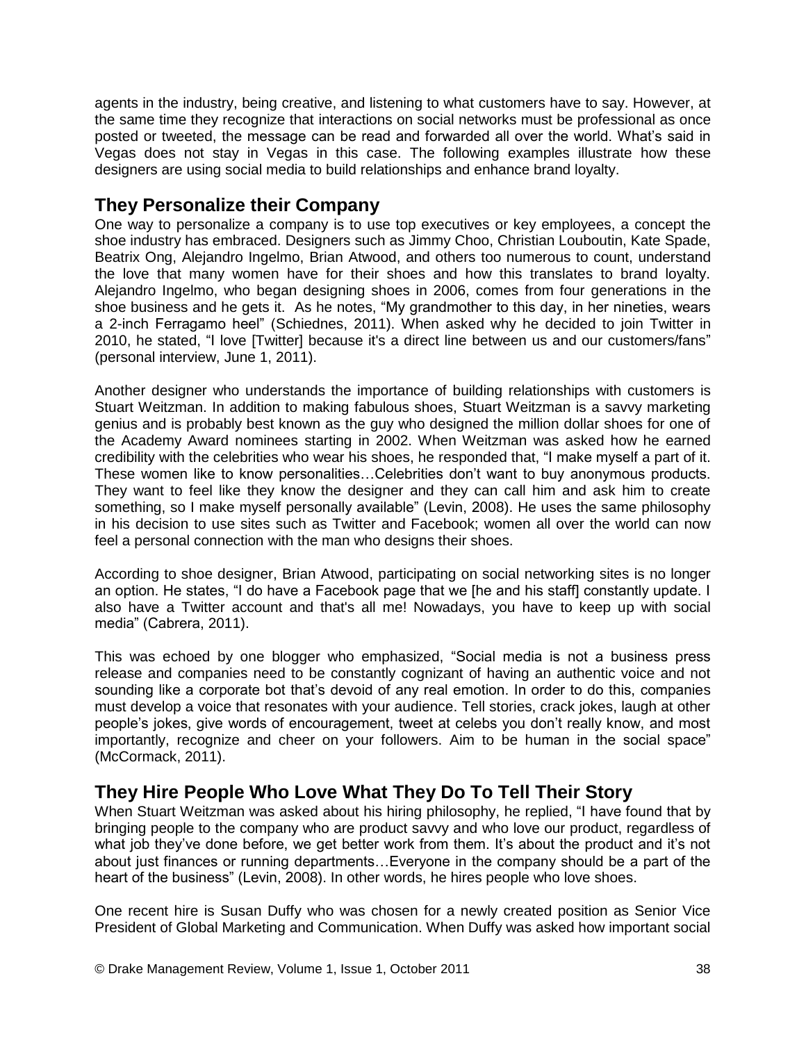agents in the industry, being creative, and listening to what customers have to say. However, at the same time they recognize that interactions on social networks must be professional as once posted or tweeted, the message can be read and forwarded all over the world. What's said in Vegas does not stay in Vegas in this case. The following examples illustrate how these designers are using social media to build relationships and enhance brand loyalty.

## They Personalize their Company

One way to personalize a company is to use top executives or key employees, a concept the shoe industry has embraced. Designers such as Jimmy Choo, Christian Louboutin, Kate Spade, Beatrix Ong, Alejandro Ingelmo, Brian Atwood, and others too numerous to count, understand the love that many women have for their shoes and how this translates to brand loyalty. Alejandro Ingelmo, who began designing shoes in 2006, comes from four generations in the shoe business and he gets it. As he notes, "My grandmother to this day, in her nineties, wears a 2-inch Ferragamo heel" (Schiednes, 2011). When asked why he decided to join Twitter in 2010, he stated, "I love [Twitter] because it's a direct line between us and our customers/fans" (personal interview, June 1, 2011).

Another designer who understands the importance of building relationships with customers is Stuart Weitzman. In addition to making fabulous shoes, Stuart Weitzman is a savvy marketing genius and is probably best known as the guy who designed the million dollar shoes for one of the Academy Award nominees starting in 2002. When Weitzman was asked how he earned credibility with the celebrities who wear his shoes, he responded that, "I make myself a part of it. These women like to know personalities…Celebrities don't want to buy anonymous products. They want to feel like they know the designer and they can call him and ask him to create something, so I make myself personally available" (Levin, 2008). He uses the same philosophy in his decision to use sites such as Twitter and Facebook; women all over the world can now feel a personal connection with the man who designs their shoes.

According to shoe designer, Brian Atwood, participating on social networking sites is no longer an option. He states, "I do have a Facebook page that we [he and his staff] constantly update. I also have a Twitter account and that's all me! Nowadays, you have to keep up with social media" (Cabrera, 2011).

This was echoed by one blogger who emphasized, "Social media is not a business press release and companies need to be constantly cognizant of having an authentic voice and not sounding like a corporate bot that's devoid of any real emotion. In order to do this, companies must develop a voice that resonates with your audience. Tell stories, crack jokes, laugh at other people's jokes, give words of encouragement, tweet at celebs you don't really know, and most importantly, recognize and cheer on your followers. Aim to be human in the social space" (McCormack, 2011).

## They Hire People Who Love What They Do To Tell Their Story

When Stuart Weitzman was asked about his hiring philosophy, he replied, "I have found that by bringing people to the company who are product savvy and who love our product, regardless of what job they've done before, we get better work from them. It's about the product and it's not about just finances or running departments…Everyone in the company should be a part of the heart of the business" (Levin, 2008). In other words, he hires people who love shoes.

One recent hire is Susan Duffy who was chosen for a newly created position as Senior Vice President of Global Marketing and Communication. When Duffy was asked how important social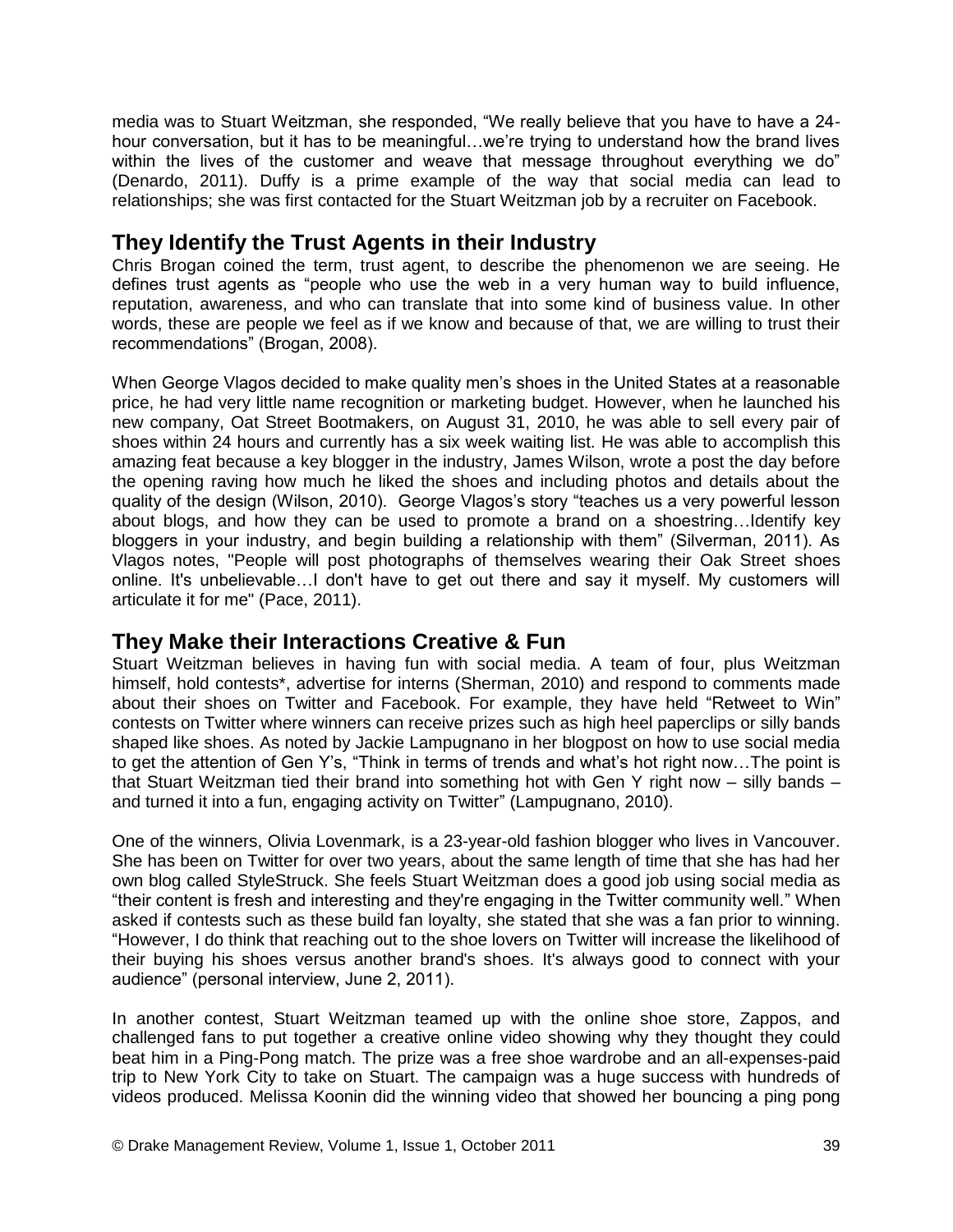media was to Stuart Weitzman, she responded, "We really believe that you have to have a 24-hour conversation, but it has to be meaningful…we're trying to understand how the brand lives within the lives of the customer and weave that message throughout everything we do" (Denardo, 2011). Duffy is a prime example of the way that social media can lead to relationships; she was first contacted for the Stuart Weitzman job by a recruiter on Facebook.

## They Identify the Trust Agents in their Industry

Chris Brogan coined the term, trust agent, to describe the phenomenon we are seeing. He defines trust agents as "people who use the web in a very human way to build influence, reputation, awareness, and who can translate that into some kind of business value. In other words, these are people we feel as if we know and because of that, we are willing to trust their recommendations" (Brogan, 2008).

When George Vlagos decided to make quality men's shoes in the United States at a reasonable price, he had very little name recognition or marketing budget. However, when he launched his new company, Oat Street Bootmakers, on August 31, 2010, he was able to sell every pair of shoes within 24 hours and currently has a six week waiting list. He was able to accomplish this amazing feat because a key blogger in the industry, James Wilson, wrote a post the day before the opening raving how much he liked the shoes and including photos and details about the quality of the design (Wilson, 2010). George Vlagos's story "teaches us a very powerful lesson about blogs, and how they can be used to promote a brand on a shoestring…Identify key bloggers in your industry, and begin building a relationship with them" (Silverman, 2011). As Vlagos notes, "People will post photographs of themselves wearing their Oak Street shoes online. It's unbelievable…I don't have to get out there and say it myself. My customers will articulate it for me" (Pace, 2011).

## They Make their Interactions Creative & Fun

Stuart Weitzman believes in having fun with social media. A team of four, plus Weitzman himself, hold contests*, advertise for interns (Sherman, 2010) and respond to comments made about their shoes on Twitter and Facebook. For example, they have held "Retweet to Win" contests on Twitter where winners can receive prizes such as high heel paperclips or silly bands shaped like shoes. As noted by Jackie Lampugnano in her blogpost on how to use social media to get the attention of Gen Y's, "Think in terms of trends and what's hot right now…The point is that Stuart Weitzman tied their brand into something hot with Gen Y right now – silly bands – and turned it into a fun, engaging activity on Twitter" (Lampugnano, 2010).

One of the winners, Olivia Lovenmark, is a 23-year-old fashion blogger who lives in Vancouver. She has been on Twitter for over two years, about the same length of time that she has had her own blog called StyleStruck. She feels Stuart Weitzman does a good job using social media as "their content is fresh and interesting and they're engaging in the Twitter community well." When asked if contests such as these build fan loyalty, she stated that she was a fan prior to winning. "However, I do think that reaching out to the shoe lovers on Twitter will increase the likelihood of their buying his shoes versus another brand's shoes. It's always good to connect with your audience" (personal interview, June 2, 2011).

In another contest, Stuart Weitzman teamed up with the online shoe store, Zappos, and challenged fans to put together a creative online video showing why they thought they could beat him in a Ping-Pong match. The prize was a free shoe wardrobe and an all-expenses-paid trip to New York City to take on Stuart. The campaign was a huge success with hundreds of videos produced. Melissa Koonin did the winning video that showed her bouncing a ping pong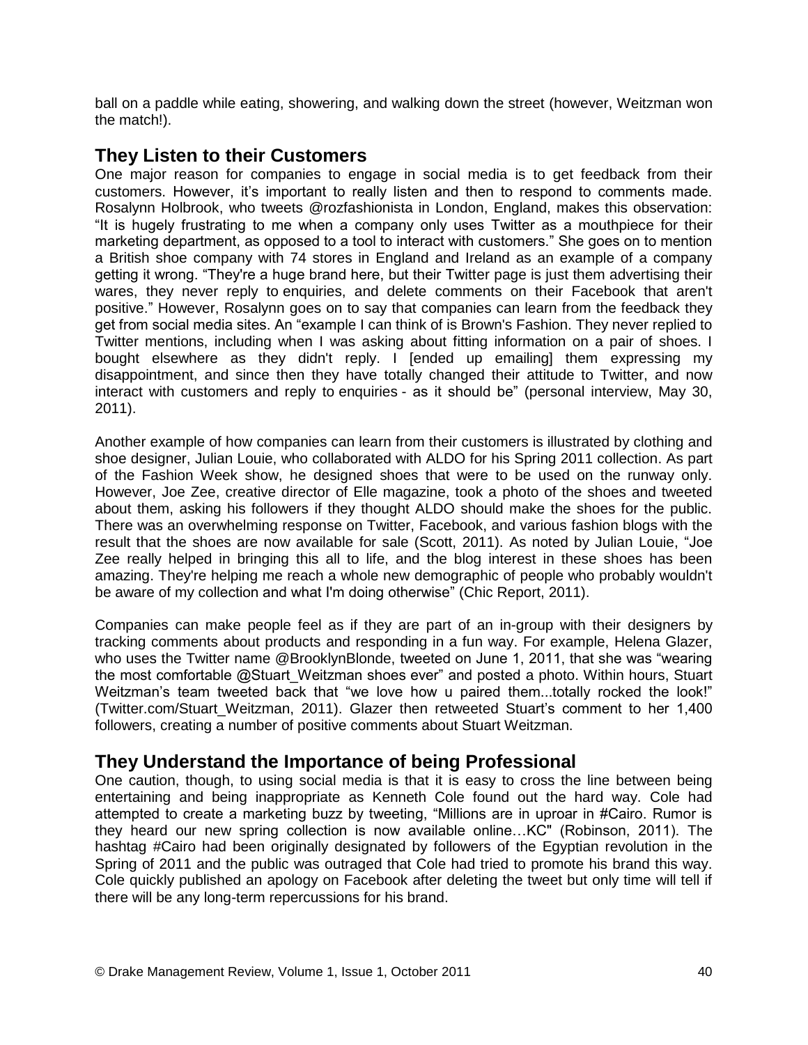ball on a paddle while eating, showering, and walking down the street (however, Weitzman won the match!).

## They Listen to their Customers

One major reason for companies to engage in social media is to get feedback from their customers. However, it's important to really listen and then to respond to comments made. Rosalynn Holbrook, who tweets @rozfashionista in London, England, makes this observation: "It is hugely frustrating to me when a company only uses Twitter as a mouthpiece for their marketing department, as opposed to a tool to interact with customers." She goes on to mention a British shoe company with 74 stores in England and Ireland as an example of a company getting it wrong. "They're a huge brand here, but their Twitter page is just them advertising their wares, they never reply to enquiries, and delete comments on their Facebook that aren't positive." However, Rosalynn goes on to say that companies can learn from the feedback they get from social media sites. An "example I can think of is Brown's Fashion. They never replied to Twitter mentions, including when I was asking about fitting information on a pair of shoes. I bought elsewhere as they didn't reply. I [ended up emailing] them expressing my disappointment, and since then they have totally changed their attitude to Twitter, and now interact with customers and reply to enquiries - as it should be" (personal interview, May 30, 2011).

Another example of how companies can learn from their customers is illustrated by clothing and shoe designer, Julian Louie, who collaborated with ALDO for his Spring 2011 collection. As part of the Fashion Week show, he designed shoes that were to be used on the runway only. However, Joe Zee, creative director of Elle magazine, took a photo of the shoes and tweeted about them, asking his followers if they thought ALDO should make the shoes for the public. There was an overwhelming response on Twitter, Facebook, and various fashion blogs with the result that the shoes are now available for sale (Scott, 2011). As noted by Julian Louie, "Joe Zee really helped in bringing this all to life, and the blog interest in these shoes has been amazing. They're helping me reach a whole new demographic of people who probably wouldn't be aware of my collection and what I'm doing otherwise" (Chic Report, 2011).

Companies can make people feel as if they are part of an in-group with their designers by tracking comments about products and responding in a fun way. For example, Helena Glazer, who uses the Twitter name @BrooklynBlonde, tweeted on June 1, 2011, that she was "wearing the most comfortable @Stuart_Weitzman shoes ever" and posted a photo. Within hours, Stuart Weitzman's team tweeted back that "we love how u paired them...totally rocked the look!" (Twitter.com/Stuart_Weitzman, 2011). Glazer then retweeted Stuart's comment to her 1,400 followers, creating a number of positive comments about Stuart Weitzman.

## They Understand the Importance of being Professional

One caution, though, to using social media is that it is easy to cross the line between being entertaining and being inappropriate as Kenneth Cole found out the hard way. Cole had attempted to create a marketing buzz by tweeting, "Millions are in uproar in #Cairo. Rumor is they heard our new spring collection is now available online…KC" (Robinson, 2011). The hashtag #Cairo had been originally designated by followers of the Egyptian revolution in the Spring of 2011 and the public was outraged that Cole had tried to promote his brand this way. Cole quickly published an apology on Facebook after deleting the tweet but only time will tell if there will be any long-term repercussions for his brand.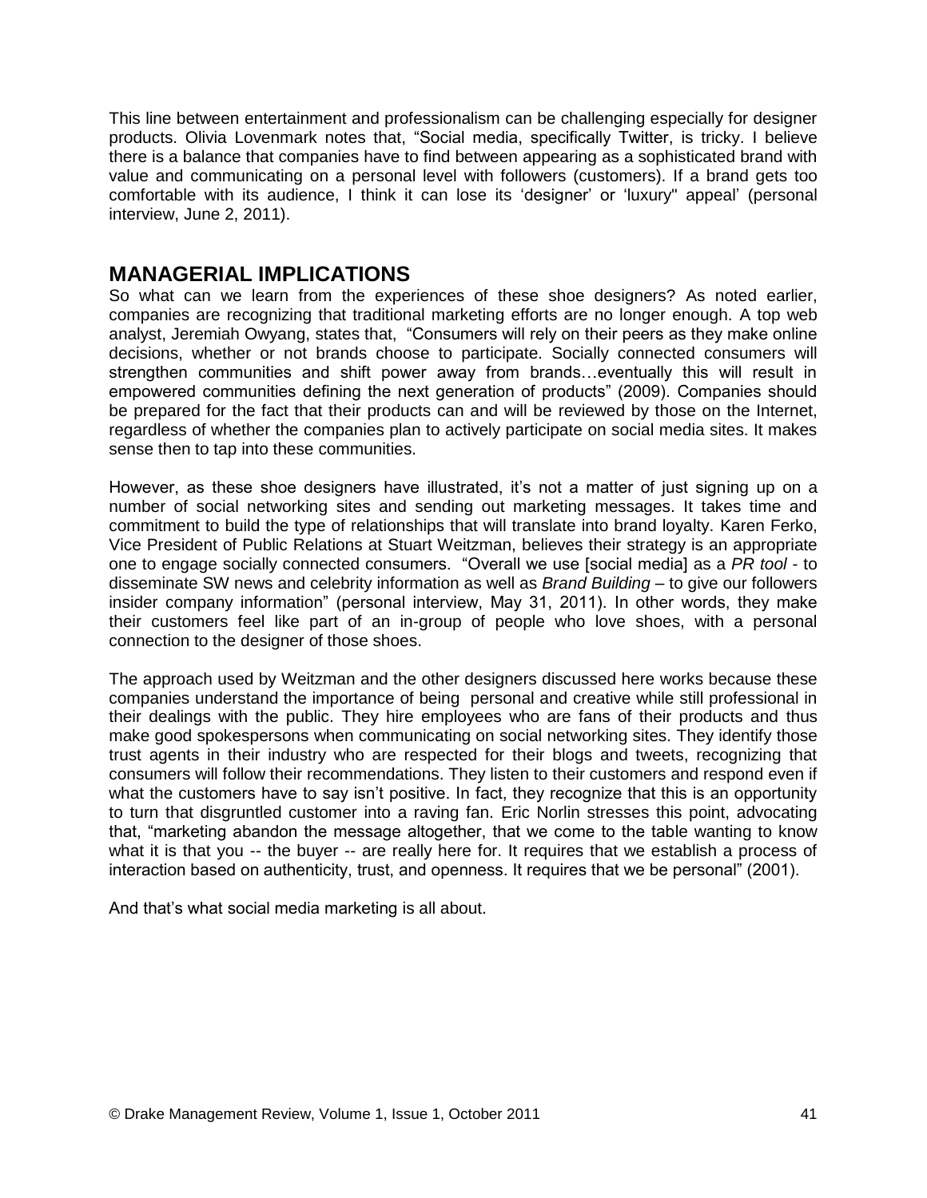This line between entertainment and professionalism can be challenging especially for designer products. Olivia Lovenmark notes that, "Social media, specifically Twitter, is tricky. I believe there is a balance that companies have to find between appearing as a sophisticated brand with value and communicating on a personal level with followers (customers). If a brand gets too comfortable with its audience, I think it can lose its 'designer' or 'luxury" appeal' (personal interview, June 2, 2011).

## MANAGERIAL IMPLICATIONS

So what can we learn from the experiences of these shoe designers? As noted earlier, companies are recognizing that traditional marketing efforts are no longer enough. A top web analyst, Jeremiah Owyang, states that, "Consumers will rely on their peers as they make online decisions, whether or not brands choose to participate. Socially connected consumers will strengthen communities and shift power away from brands…eventually this will result in empowered communities defining the next generation of products" (2009). Companies should be prepared for the fact that their products can and will be reviewed by those on the Internet, regardless of whether the companies plan to actively participate on social media sites. It makes sense then to tap into these communities.

However, as these shoe designers have illustrated, it's not a matter of just signing up on a number of social networking sites and sending out marketing messages. It takes time and commitment to build the type of relationships that will translate into brand loyalty. Karen Ferko, Vice President of Public Relations at Stuart Weitzman, believes their strategy is an appropriate one to engage socially connected consumers. "Overall we use [social media] as a *PR tool* - to disseminate SW news and celebrity information as well as *Brand Building* – to give our followers insider company information" (personal interview, May 31, 2011). In other words, they make their customers feel like part of an in-group of people who love shoes, with a personal connection to the designer of those shoes.

The approach used by Weitzman and the other designers discussed here works because these companies understand the importance of being personal and creative while still professional in their dealings with the public. They hire employees who are fans of their products and thus make good spokespersons when communicating on social networking sites. They identify those trust agents in their industry who are respected for their blogs and tweets, recognizing that consumers will follow their recommendations. They listen to their customers and respond even if what the customers have to say isn't positive. In fact, they recognize that this is an opportunity to turn that disgruntled customer into a raving fan. Eric Norlin stresses this point, advocating that, "marketing abandon the message altogether, that we come to the table wanting to know what it is that you -- the buyer -- are really here for. It requires that we establish a process of interaction based on authenticity, trust, and openness. It requires that we be personal" (2001).

And that's what social media marketing is all about.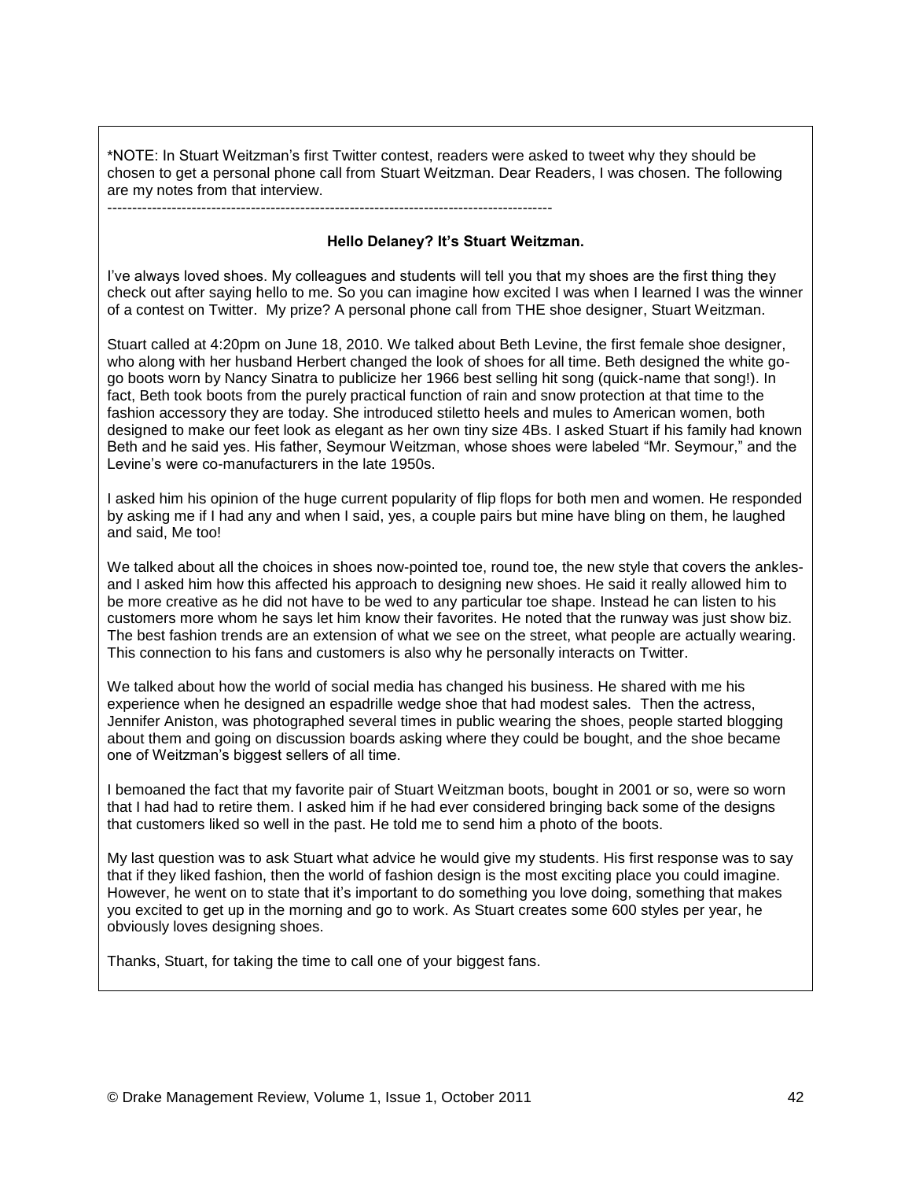*NOTE: In Stuart Weitzman's first Twitter contest, readers were asked to tweet why they should be chosen to get a personal phone call from Stuart Weitzman. Dear Readers, I was chosen. The following are my notes from that interview.

---

**Hello Delaney? It's Stuart Weitzman.**

I've always loved shoes. My colleagues and students will tell you that my shoes are the first thing they check out after saying hello to me. So you can imagine how excited I was when I learned I was the winner of a contest on Twitter. My prize? A personal phone call from THE shoe designer, Stuart Weitzman.

Stuart called at 4:20pm on June 18, 2010. We talked about Beth Levine, the first female shoe designer, who along with her husband Herbert changed the look of shoes for all time. Beth designed the white go-go boots worn by Nancy Sinatra to publicize her 1966 best selling hit song (quick-name that song!). In fact, Beth took boots from the purely practical function of rain and snow protection at that time to the fashion accessory they are today. She introduced stiletto heels and mules to American women, both designed to make our feet look as elegant as her own tiny size 4Bs. I asked Stuart if his family had known Beth and he said yes. His father, Seymour Weitzman, whose shoes were labeled "Mr. Seymour," and the Levine's were co-manufacturers in the late 1950s.

I asked him his opinion of the huge current popularity of flip flops for both men and women. He responded by asking me if I had any and when I said, yes, a couple pairs but mine have bling on them, he laughed and said, Me too!

We talked about all the choices in shoes now-pointed toe, round toe, the new style that covers the ankles-and I asked him how this affected his approach to designing new shoes. He said it really allowed him to be more creative as he did not have to be wed to any particular toe shape. Instead he can listen to his customers more whom he says let him know their favorites. He noted that the runway was just show biz. The best fashion trends are an extension of what we see on the street, what people are actually wearing. This connection to his fans and customers is also why he personally interacts on Twitter.

We talked about how the world of social media has changed his business. He shared with me his experience when he designed an espadrille wedge shoe that had modest sales. Then the actress, Jennifer Aniston, was photographed several times in public wearing the shoes, people started blogging about them and going on discussion boards asking where they could be bought, and the shoe became one of Weitzman's biggest sellers of all time.

I bemoaned the fact that my favorite pair of Stuart Weitzman boots, bought in 2001 or so, were so worn that I had had to retire them. I asked him if he had ever considered bringing back some of the designs that customers liked so well in the past. He told me to send him a photo of the boots.

My last question was to ask Stuart what advice he would give my students. His first response was to say that if they liked fashion, then the world of fashion design is the most exciting place you could imagine. However, he went on to state that it's important to do something you love doing, something that makes you excited to get up in the morning and go to work. As Stuart creates some 600 styles per year, he obviously loves designing shoes.

Thanks, Stuart, for taking the time to call one of your biggest fans.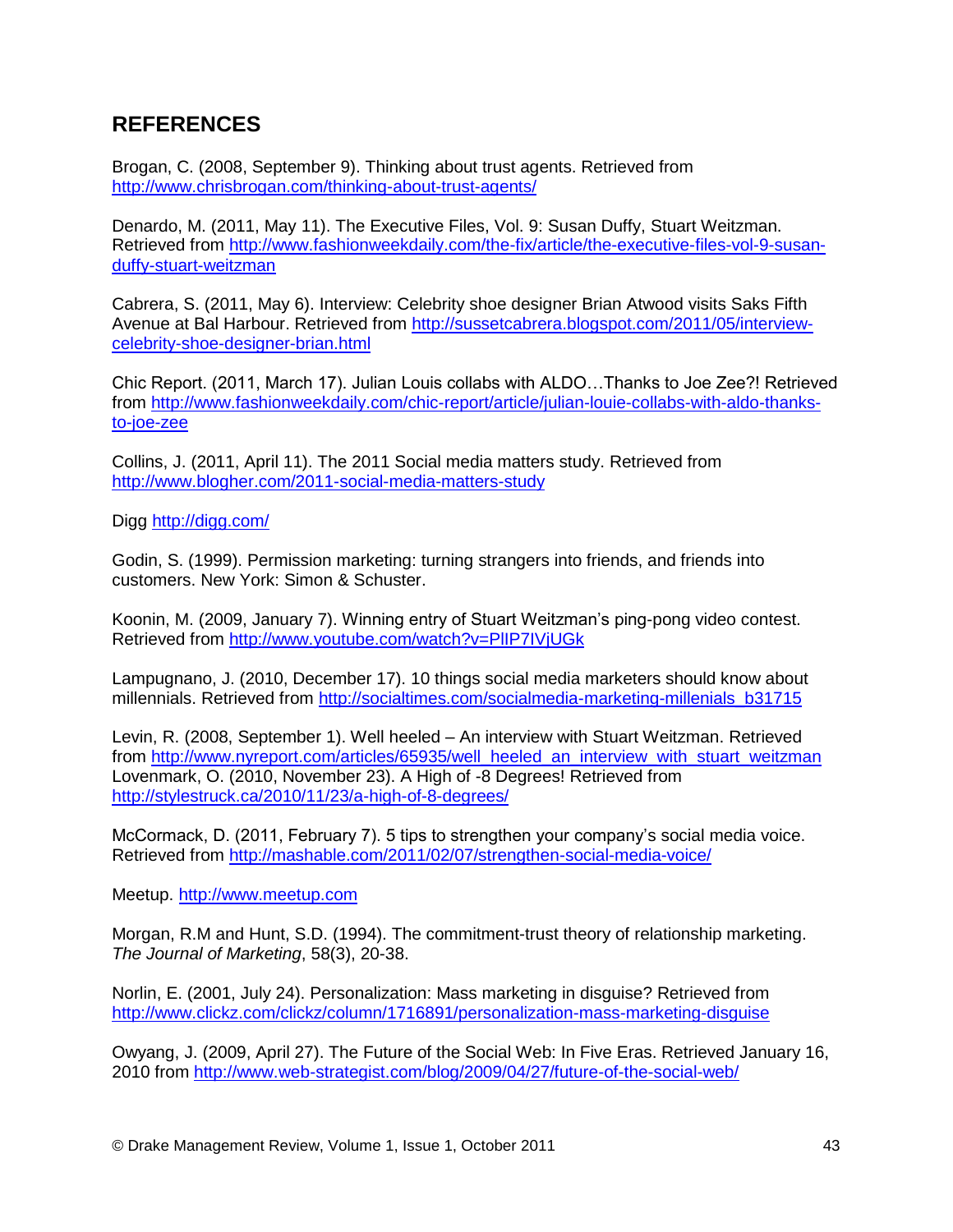## REFERENCES

Brogan, C. (2008, September 9). Thinking about trust agents. Retrieved from http://www.chrisbrogan.com/thinking-about-trust-agents/

Denardo, M. (2011, May 11). The Executive Files, Vol. 9: Susan Duffy, Stuart Weitzman. Retrieved from http://www.fashionweekdaily.com/the-fix/article/the-executive-files-vol-9-susan-duffy-stuart-weitzman

Cabrera, S. (2011, May 6). Interview: Celebrity shoe designer Brian Atwood visits Saks Fifth Avenue at Bal Harbour. Retrieved from http://sussetcabrera.blogspot.com/2011/05/interview-celebrity-shoe-designer-brian.html

Chic Report. (2011, March 17). Julian Louis collabs with ALDO…Thanks to Joe Zee?! Retrieved from http://www.fashionweekdaily.com/chic-report/article/julian-louie-collabs-with-aldo-thanks-to-joe-zee

Collins, J. (2011, April 11). The 2011 Social media matters study. Retrieved from http://www.blogher.com/2011-social-media-matters-study

Digg http://digg.com/

Godin, S. (1999). Permission marketing: turning strangers into friends, and friends into customers. New York: Simon & Schuster.

Koonin, M. (2009, January 7). Winning entry of Stuart Weitzman's ping-pong video contest. Retrieved from http://www.youtube.com/watch?v=PlIP7IVjUGk

Lampugnano, J. (2010, December 17). 10 things social media marketers should know about millennials. Retrieved from http://socialtimes.com/socialmedia-marketing-millenials_b31715

Levin, R. (2008, September 1). Well heeled – An interview with Stuart Weitzman. Retrieved from http://www.nyreport.com/articles/65935/well_heeled_an_interview_with_stuart_weitzman
Lovenmark, O. (2010, November 23). A High of -8 Degrees! Retrieved from http://stylestruck.ca/2010/11/23/a-high-of-8-degrees/

McCormack, D. (2011, February 7). 5 tips to strengthen your company's social media voice. Retrieved from http://mashable.com/2011/02/07/strengthen-social-media-voice/

Meetup. http://www.meetup.com

Morgan, R.M and Hunt, S.D. (1994). The commitment-trust theory of relationship marketing. *The Journal of Marketing*, 58(3), 20-38.

Norlin, E. (2001, July 24). Personalization: Mass marketing in disguise? Retrieved from http://www.clickz.com/clickz/column/1716891/personalization-mass-marketing-disguise

Owyang, J. (2009, April 27). The Future of the Social Web: In Five Eras. Retrieved January 16, 2010 from http://www.web-strategist.com/blog/2009/04/27/future-of-the-social-web/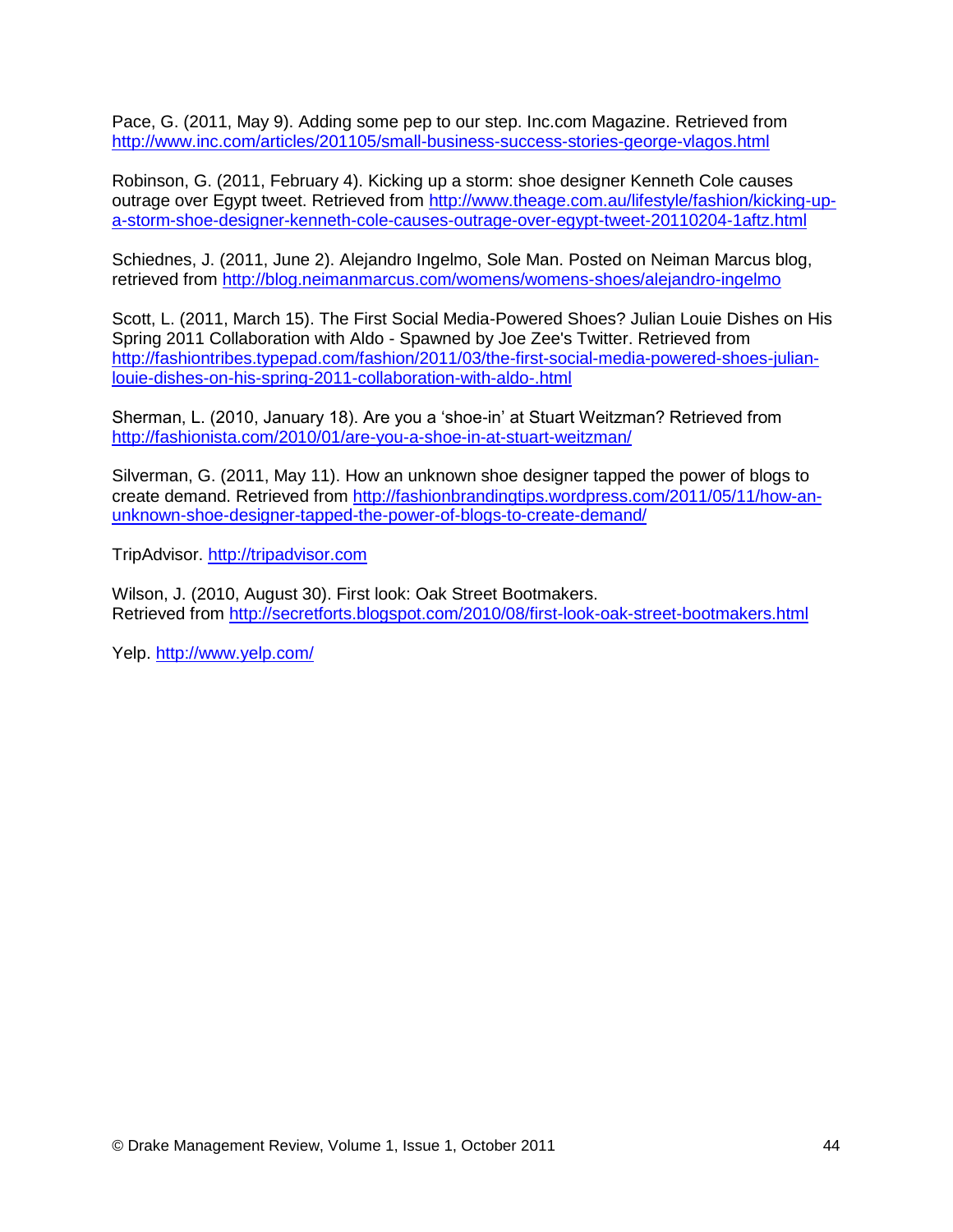Pace, G. (2011, May 9). Adding some pep to our step. Inc.com Magazine. Retrieved from http://www.inc.com/articles/201105/small-business-success-stories-george-vlagos.html

Robinson, G. (2011, February 4). Kicking up a storm: shoe designer Kenneth Cole causes outrage over Egypt tweet. Retrieved from http://www.theage.com.au/lifestyle/fashion/kicking-up-a-storm-shoe-designer-kenneth-cole-causes-outrage-over-egypt-tweet-20110204-1aftz.html

Schiednes, J. (2011, June 2). Alejandro Ingelmo, Sole Man. Posted on Neiman Marcus blog, retrieved from http://blog.neimanmarcus.com/womens/womens-shoes/alejandro-ingelmo

Scott, L. (2011, March 15). The First Social Media-Powered Shoes? Julian Louie Dishes on His Spring 2011 Collaboration with Aldo - Spawned by Joe Zee's Twitter. Retrieved from http://fashiontribes.typepad.com/fashion/2011/03/the-first-social-media-powered-shoes-julian-louie-dishes-on-his-spring-2011-collaboration-with-aldo-.html

Sherman, L. (2010, January 18). Are you a 'shoe-in' at Stuart Weitzman? Retrieved from http://fashionista.com/2010/01/are-you-a-shoe-in-at-stuart-weitzman/

Silverman, G. (2011, May 11). How an unknown shoe designer tapped the power of blogs to create demand. Retrieved from http://fashionbrandingtips.wordpress.com/2011/05/11/how-an-unknown-shoe-designer-tapped-the-power-of-blogs-to-create-demand/

TripAdvisor. http://tripadvisor.com

Wilson, J. (2010, August 30). First look: Oak Street Bootmakers.
Retrieved from http://secretforts.blogspot.com/2010/08/first-look-oak-street-bootmakers.html

Yelp. http://www.yelp.com/